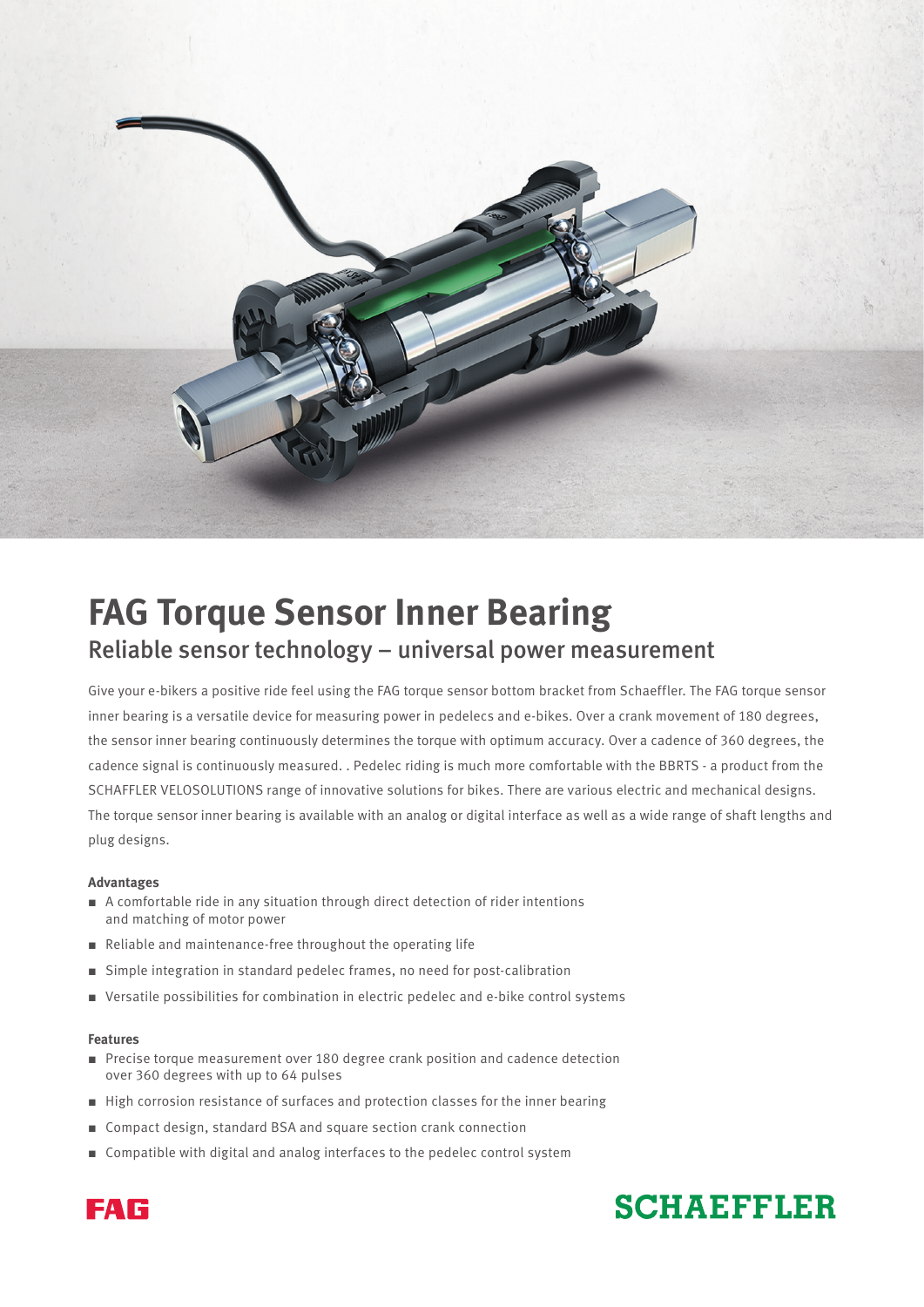# FAG Torque Sensor Inner Bearing

## Reliable sensor technology – universal power measurement

Give your e-bikers a positive ride feel using the FAG torque sensor bottom bracket from Schaeffler. The FAG torque sensor inner bearing is a versatile device for measuring power in pedelecs and e-bikes. Over a crank movement of 180 degrees, the sensor inner bearing continuously determines the torque with optimum accuracy. Over a cadence of 360 degrees, the cadence signal is continuously measured. . Pedelec riding is much more comfortable with the BBRTS - a product from the SCHAFFLER VELOSOLUTIONS range of innovative solutions for bikes. There are various electric and mechanical designs. The torque sensor inner bearing is available with an analog or digital interface as well as a wide range of shaft lengths and plug designs.

**Advantages**

- A comfortable ride in any situation through direct detection of rider intentions and matching of motor power
- Reliable and maintenance-free throughout the operating life
- Simple integration in standard pedelec frames, no need for post-calibration
- Versatile possibilities for combination in electric pedelec and e-bike control systems

**Features**

- Precise torque measurement over 180 degree crank position and cadence detection over 360 degrees with up to 64 pulses
- High corrosion resistance of surfaces and protection classes for the inner bearing
- Compact design, standard BSA and square section crank connection
- Compatible with digital and analog interfaces to the pedelec control system

FAG

SCHAEFFLER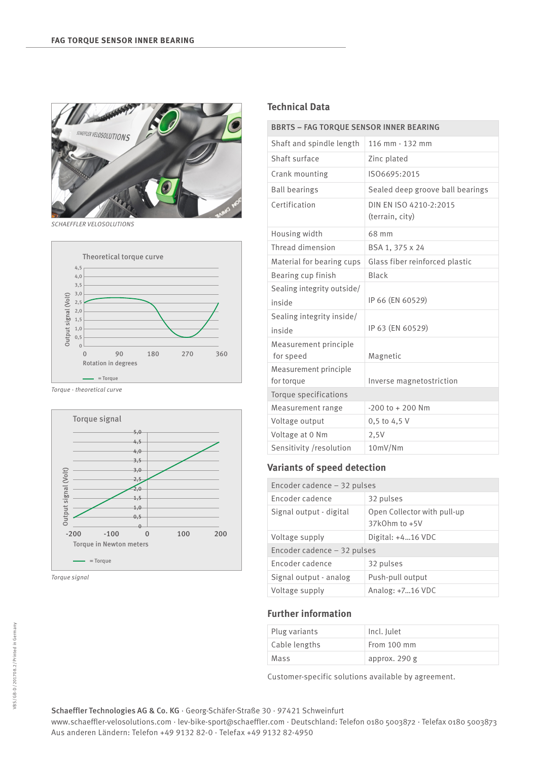SCHAEFFLER VELOSOLUTIONS

Theoretical torque curve

Output signal (Volt)

4,5
4,0
3,5
3,0
2,5
2,0
1,5
1,0
0,5
0

0 90 180 270 360

Rotation in degrees

= Torque

*Torque - theoretical curve*

Torque signal

Output signal (Volt)

5,0
4,5
4,0
3,5
3,0
2,5
2,0
1,5
1,0
0,5
0

-200 -100 0 100 200

Torque in Newton meters

= Torque

*Torque signal*

## Technical Data

| BBRTS – FAG TORQUE SENSOR INNER BEARING | |
|---|---|
| Shaft and spindle length | 116 mm - 132 mm |
| Shaft surface | Zinc plated |
| Crank mounting | ISO6695:2015 |
| Ball bearings | Sealed deep groove ball bearings |
| Certification | DIN EN ISO 4210-2:2015 (terrain, city) |
| Housing width | 68 mm |
| Thread dimension | BSA 1, 375 x 24 |
| Material for bearing cups | Glass fiber reinforced plastic |
| Bearing cup finish | Black |
| Sealing integrity outside/ inside | IP 66 (EN 60529) |
| Sealing integrity inside/ inside | IP 63 (EN 60529) |
| Measurement principle for speed | Magnetic |
| Measurement principle for torque | Inverse magnetostriction |
| Torque specifications | |
| Measurement range | -200 to + 200 Nm |
| Voltage output | 0,5 to 4,5 V |
| Voltage at 0 Nm | 2,5V |
| Sensitivity /resolution | 10mV/Nm |

## Variants of speed detection

| Encoder cadence – 32 pulses | |
|---|---|
| Encoder cadence | 32 pulses |
| Signal output - digital | Open Collector with pull-up 37kOhm to +5V |
| Voltage supply | Digital: +4...16 VDC |
| Encoder cadence – 32 pulses | |
| Encoder cadence | 32 pulses |
| Signal output - analog | Push-pull output |
| Voltage supply | Analog: +7...16 VDC |

## Further information

| | |
|---|---|
| Plug variants | Incl. Julet |
| Cable lengths | From 100 mm |
| Mass | approx. 290 g |

Customer-specific solutions available by agreement.

VBS/GB-D/201708.2/Printed in Germany

**Schaeffler Technologies AG & Co. KG** · Georg-Schäfer-Straße 30 · 97421 Schweinfurt
www.schaeffler-velosolutions.com · lev-bike-sport@schaeffler.com · Deutschland: Telefon 0180 5003872 · Telefax 0180 5003873
Aus anderen Ländern: Telefon +49 9132 82-0 · Telefax +49 9132 82-4950